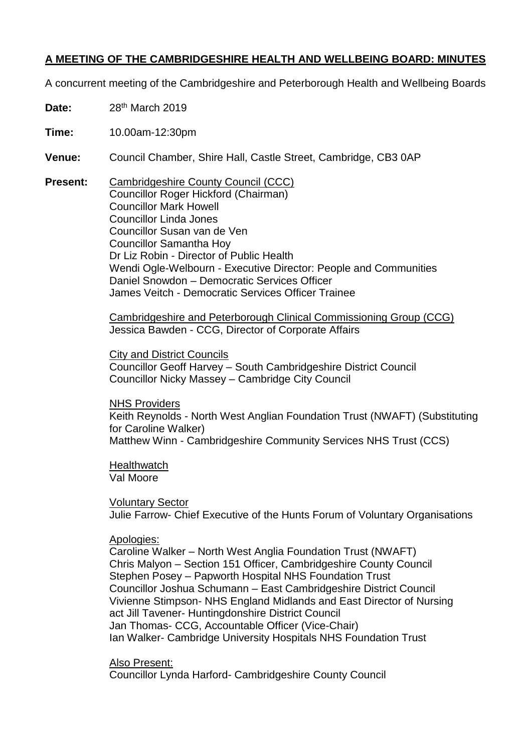# A MEETING OF THE CAMBRIDGESHIRE HEALTH AND WELLBEING BOARD: MINUTES

A concurrent meeting of the Cambridgeshire and Peterborough Health and Wellbeing Boards

**Date:** 28th March 2019

**Time:** 10.00am-12:30pm

**Venue:** Council Chamber, Shire Hall, Castle Street, Cambridge, CB3 0AP

**Present:** Cambridgeshire County Council (CCC)
Councillor Roger Hickford (Chairman)
Councillor Mark Howell
Councillor Linda Jones
Councillor Susan van de Ven
Councillor Samantha Hoy
Dr Liz Robin - Director of Public Health
Wendi Ogle-Welbourn - Executive Director: People and Communities
Daniel Snowdon – Democratic Services Officer
James Veitch - Democratic Services Officer Trainee

Cambridgeshire and Peterborough Clinical Commissioning Group (CCG)
Jessica Bawden - CCG, Director of Corporate Affairs

City and District Councils
Councillor Geoff Harvey – South Cambridgeshire District Council
Councillor Nicky Massey – Cambridge City Council

NHS Providers
Keith Reynolds - North West Anglian Foundation Trust (NWAFT) (Substituting for Caroline Walker)
Matthew Winn - Cambridgeshire Community Services NHS Trust (CCS)

Healthwatch
Val Moore

Voluntary Sector
Julie Farrow- Chief Executive of the Hunts Forum of Voluntary Organisations

Apologies:
Caroline Walker – North West Anglia Foundation Trust (NWAFT)
Chris Malyon – Section 151 Officer, Cambridgeshire County Council
Stephen Posey – Papworth Hospital NHS Foundation Trust
Councillor Joshua Schumann – East Cambridgeshire District Council
Vivienne Stimpson- NHS England Midlands and East Director of Nursing
act Jill Tavener- Huntingdonshire District Council
Jan Thomas- CCG, Accountable Officer (Vice-Chair)
Ian Walker- Cambridge University Hospitals NHS Foundation Trust

Also Present:
Councillor Lynda Harford- Cambridgeshire County Council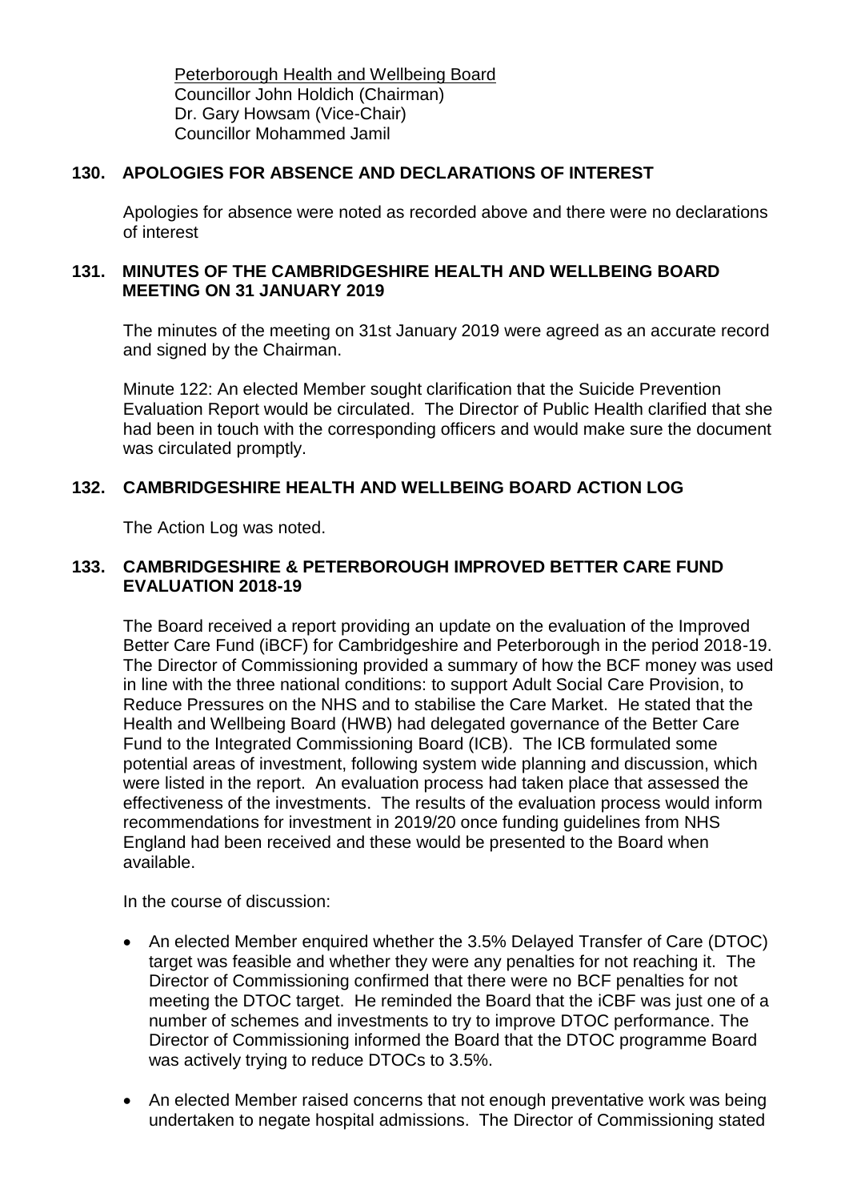Peterborough Health and Wellbeing Board
Councillor John Holdich (Chairman)
Dr. Gary Howsam (Vice-Chair)
Councillor Mohammed Jamil

## 130. APOLOGIES FOR ABSENCE AND DECLARATIONS OF INTEREST

Apologies for absence were noted as recorded above and there were no declarations of interest

## 131. MINUTES OF THE CAMBRIDGESHIRE HEALTH AND WELLBEING BOARD MEETING ON 31 JANUARY 2019

The minutes of the meeting on 31st January 2019 were agreed as an accurate record and signed by the Chairman.

Minute 122: An elected Member sought clarification that the Suicide Prevention Evaluation Report would be circulated. The Director of Public Health clarified that she had been in touch with the corresponding officers and would make sure the document was circulated promptly.

## 132. CAMBRIDGESHIRE HEALTH AND WELLBEING BOARD ACTION LOG

The Action Log was noted.

## 133. CAMBRIDGESHIRE & PETERBOROUGH IMPROVED BETTER CARE FUND EVALUATION 2018-19

The Board received a report providing an update on the evaluation of the Improved Better Care Fund (iBCF) for Cambridgeshire and Peterborough in the period 2018-19. The Director of Commissioning provided a summary of how the BCF money was used in line with the three national conditions: to support Adult Social Care Provision, to Reduce Pressures on the NHS and to stabilise the Care Market. He stated that the Health and Wellbeing Board (HWB) had delegated governance of the Better Care Fund to the Integrated Commissioning Board (ICB). The ICB formulated some potential areas of investment, following system wide planning and discussion, which were listed in the report. An evaluation process had taken place that assessed the effectiveness of the investments. The results of the evaluation process would inform recommendations for investment in 2019/20 once funding guidelines from NHS England had been received and these would be presented to the Board when available.

In the course of discussion:

- An elected Member enquired whether the 3.5% Delayed Transfer of Care (DTOC) target was feasible and whether they were any penalties for not reaching it. The Director of Commissioning confirmed that there were no BCF penalties for not meeting the DTOC target. He reminded the Board that the iCBF was just one of a number of schemes and investments to try to improve DTOC performance. The Director of Commissioning informed the Board that the DTOC programme Board was actively trying to reduce DTOCs to 3.5%.

- An elected Member raised concerns that not enough preventative work was being undertaken to negate hospital admissions. The Director of Commissioning stated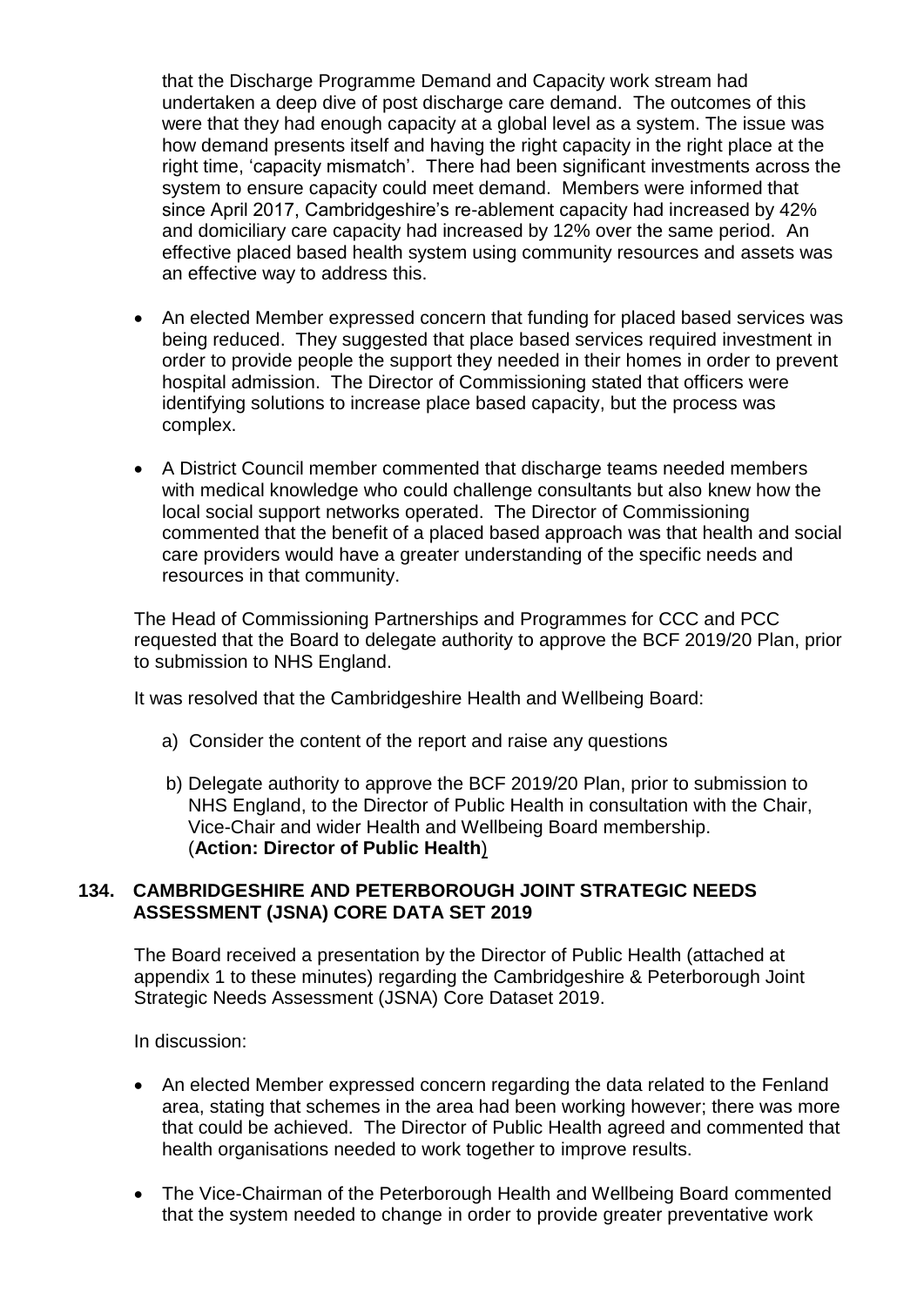that the Discharge Programme Demand and Capacity work stream had undertaken a deep dive of post discharge care demand. The outcomes of this were that they had enough capacity at a global level as a system. The issue was how demand presents itself and having the right capacity in the right place at the right time, 'capacity mismatch'. There had been significant investments across the system to ensure capacity could meet demand. Members were informed that since April 2017, Cambridgeshire's re-ablement capacity had increased by 42% and domiciliary care capacity had increased by 12% over the same period. An effective placed based health system using community resources and assets was an effective way to address this.

- An elected Member expressed concern that funding for placed based services was being reduced. They suggested that place based services required investment in order to provide people the support they needed in their homes in order to prevent hospital admission. The Director of Commissioning stated that officers were identifying solutions to increase place based capacity, but the process was complex.

- A District Council member commented that discharge teams needed members with medical knowledge who could challenge consultants but also knew how the local social support networks operated. The Director of Commissioning commented that the benefit of a placed based approach was that health and social care providers would have a greater understanding of the specific needs and resources in that community.

The Head of Commissioning Partnerships and Programmes for CCC and PCC requested that the Board to delegate authority to approve the BCF 2019/20 Plan, prior to submission to NHS England.

It was resolved that the Cambridgeshire Health and Wellbeing Board:

a) Consider the content of the report and raise any questions

b) Delegate authority to approve the BCF 2019/20 Plan, prior to submission to NHS England, to the Director of Public Health in consultation with the Chair, Vice-Chair and wider Health and Wellbeing Board membership.
(**Action: Director of Public Health**)

### 134. CAMBRIDGESHIRE AND PETERBOROUGH JOINT STRATEGIC NEEDS ASSESSMENT (JSNA) CORE DATA SET 2019

The Board received a presentation by the Director of Public Health (attached at appendix 1 to these minutes) regarding the Cambridgeshire & Peterborough Joint Strategic Needs Assessment (JSNA) Core Dataset 2019.

In discussion:

- An elected Member expressed concern regarding the data related to the Fenland area, stating that schemes in the area had been working however; there was more that could be achieved. The Director of Public Health agreed and commented that health organisations needed to work together to improve results.

- The Vice-Chairman of the Peterborough Health and Wellbeing Board commented that the system needed to change in order to provide greater preventative work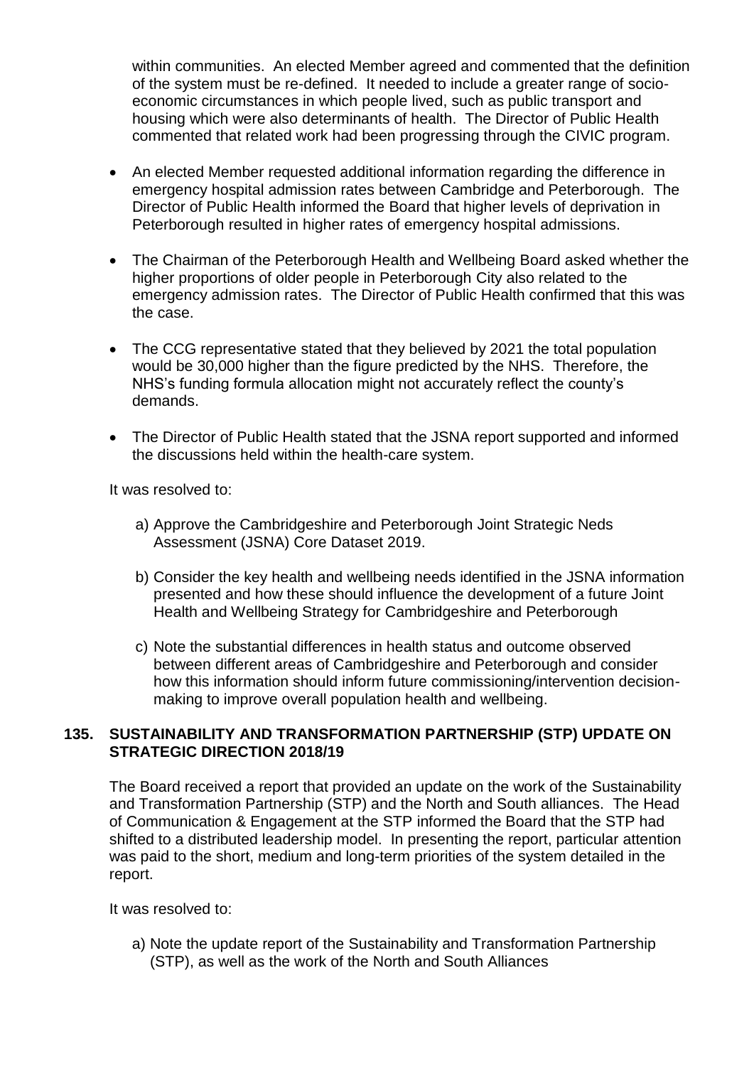within communities. An elected Member agreed and commented that the definition of the system must be re-defined. It needed to include a greater range of socio-economic circumstances in which people lived, such as public transport and housing which were also determinants of health. The Director of Public Health commented that related work had been progressing through the CIVIC program.

- An elected Member requested additional information regarding the difference in emergency hospital admission rates between Cambridge and Peterborough. The Director of Public Health informed the Board that higher levels of deprivation in Peterborough resulted in higher rates of emergency hospital admissions.

- The Chairman of the Peterborough Health and Wellbeing Board asked whether the higher proportions of older people in Peterborough City also related to the emergency admission rates. The Director of Public Health confirmed that this was the case.

- The CCG representative stated that they believed by 2021 the total population would be 30,000 higher than the figure predicted by the NHS. Therefore, the NHS's funding formula allocation might not accurately reflect the county's demands.

- The Director of Public Health stated that the JSNA report supported and informed the discussions held within the health-care system.

It was resolved to:

a) Approve the Cambridgeshire and Peterborough Joint Strategic Neds Assessment (JSNA) Core Dataset 2019.

b) Consider the key health and wellbeing needs identified in the JSNA information presented and how these should influence the development of a future Joint Health and Wellbeing Strategy for Cambridgeshire and Peterborough

c) Note the substantial differences in health status and outcome observed between different areas of Cambridgeshire and Peterborough and consider how this information should inform future commissioning/intervention decision-making to improve overall population health and wellbeing.

**135. SUSTAINABILITY AND TRANSFORMATION PARTNERSHIP (STP) UPDATE ON STRATEGIC DIRECTION 2018/19**

The Board received a report that provided an update on the work of the Sustainability and Transformation Partnership (STP) and the North and South alliances. The Head of Communication & Engagement at the STP informed the Board that the STP had shifted to a distributed leadership model. In presenting the report, particular attention was paid to the short, medium and long-term priorities of the system detailed in the report.

It was resolved to:

a) Note the update report of the Sustainability and Transformation Partnership (STP), as well as the work of the North and South Alliances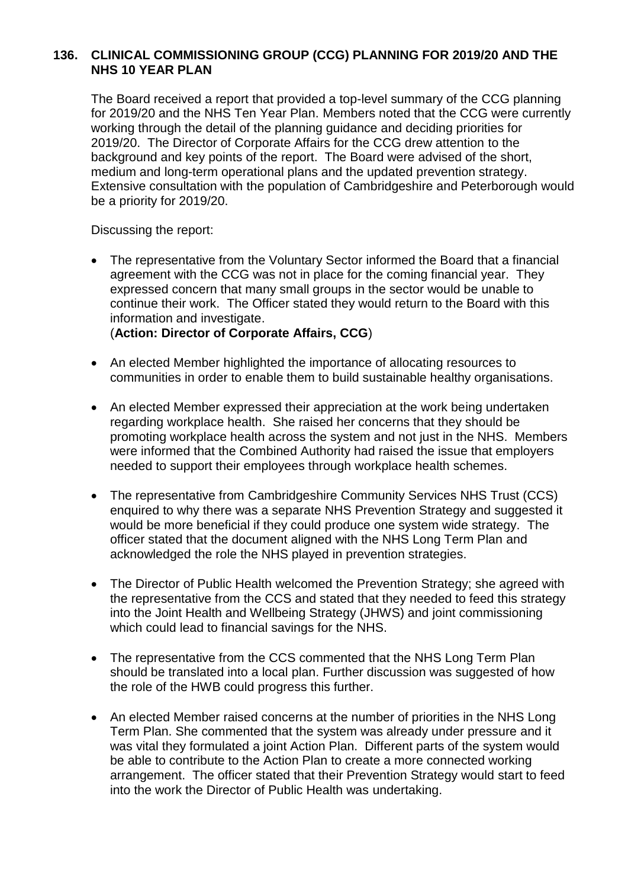## 136. CLINICAL COMMISSIONING GROUP (CCG) PLANNING FOR 2019/20 AND THE NHS 10 YEAR PLAN

The Board received a report that provided a top-level summary of the CCG planning for 2019/20 and the NHS Ten Year Plan. Members noted that the CCG were currently working through the detail of the planning guidance and deciding priorities for 2019/20. The Director of Corporate Affairs for the CCG drew attention to the background and key points of the report. The Board were advised of the short, medium and long-term operational plans and the updated prevention strategy. Extensive consultation with the population of Cambridgeshire and Peterborough would be a priority for 2019/20.

Discussing the report:

- The representative from the Voluntary Sector informed the Board that a financial agreement with the CCG was not in place for the coming financial year. They expressed concern that many small groups in the sector would be unable to continue their work. The Officer stated they would return to the Board with this information and investigate.
(**Action: Director of Corporate Affairs, CCG**)

- An elected Member highlighted the importance of allocating resources to communities in order to enable them to build sustainable healthy organisations.

- An elected Member expressed their appreciation at the work being undertaken regarding workplace health. She raised her concerns that they should be promoting workplace health across the system and not just in the NHS. Members were informed that the Combined Authority had raised the issue that employers needed to support their employees through workplace health schemes.

- The representative from Cambridgeshire Community Services NHS Trust (CCS) enquired to why there was a separate NHS Prevention Strategy and suggested it would be more beneficial if they could produce one system wide strategy. The officer stated that the document aligned with the NHS Long Term Plan and acknowledged the role the NHS played in prevention strategies.

- The Director of Public Health welcomed the Prevention Strategy; she agreed with the representative from the CCS and stated that they needed to feed this strategy into the Joint Health and Wellbeing Strategy (JHWS) and joint commissioning which could lead to financial savings for the NHS.

- The representative from the CCS commented that the NHS Long Term Plan should be translated into a local plan. Further discussion was suggested of how the role of the HWB could progress this further.

- An elected Member raised concerns at the number of priorities in the NHS Long Term Plan. She commented that the system was already under pressure and it was vital they formulated a joint Action Plan. Different parts of the system would be able to contribute to the Action Plan to create a more connected working arrangement. The officer stated that their Prevention Strategy would start to feed into the work the Director of Public Health was undertaking.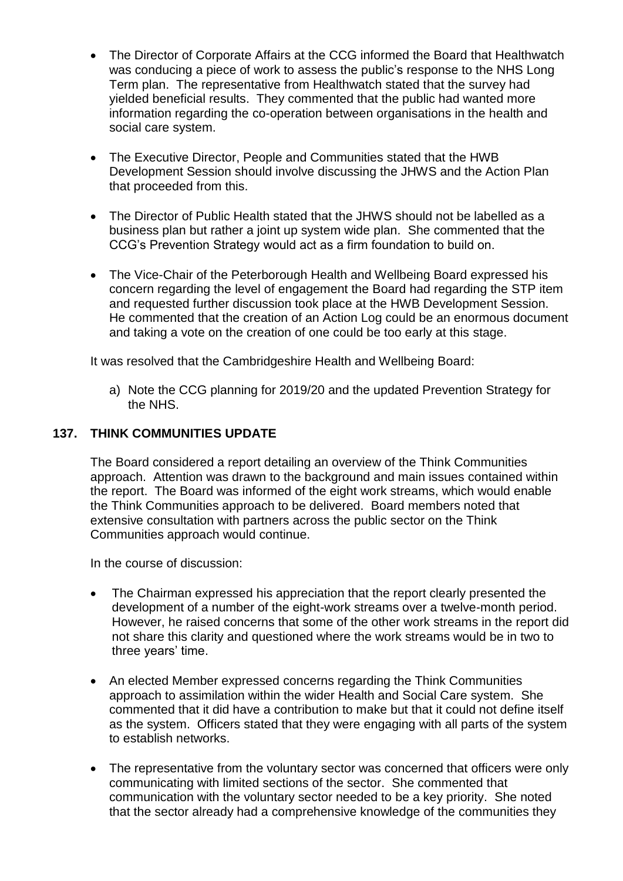- The Director of Corporate Affairs at the CCG informed the Board that Healthwatch was conducing a piece of work to assess the public's response to the NHS Long Term plan. The representative from Healthwatch stated that the survey had yielded beneficial results. They commented that the public had wanted more information regarding the co-operation between organisations in the health and social care system.

- The Executive Director, People and Communities stated that the HWB Development Session should involve discussing the JHWS and the Action Plan that proceeded from this.

- The Director of Public Health stated that the JHWS should not be labelled as a business plan but rather a joint up system wide plan. She commented that the CCG's Prevention Strategy would act as a firm foundation to build on.

- The Vice-Chair of the Peterborough Health and Wellbeing Board expressed his concern regarding the level of engagement the Board had regarding the STP item and requested further discussion took place at the HWB Development Session. He commented that the creation of an Action Log could be an enormous document and taking a vote on the creation of one could be too early at this stage.

It was resolved that the Cambridgeshire Health and Wellbeing Board:

a) Note the CCG planning for 2019/20 and the updated Prevention Strategy for the NHS.

## 137. THINK COMMUNITIES UPDATE

The Board considered a report detailing an overview of the Think Communities approach. Attention was drawn to the background and main issues contained within the report. The Board was informed of the eight work streams, which would enable the Think Communities approach to be delivered. Board members noted that extensive consultation with partners across the public sector on the Think Communities approach would continue.

In the course of discussion:

- The Chairman expressed his appreciation that the report clearly presented the development of a number of the eight-work streams over a twelve-month period. However, he raised concerns that some of the other work streams in the report did not share this clarity and questioned where the work streams would be in two to three years' time.

- An elected Member expressed concerns regarding the Think Communities approach to assimilation within the wider Health and Social Care system. She commented that it did have a contribution to make but that it could not define itself as the system. Officers stated that they were engaging with all parts of the system to establish networks.

- The representative from the voluntary sector was concerned that officers were only communicating with limited sections of the sector. She commented that communication with the voluntary sector needed to be a key priority. She noted that the sector already had a comprehensive knowledge of the communities they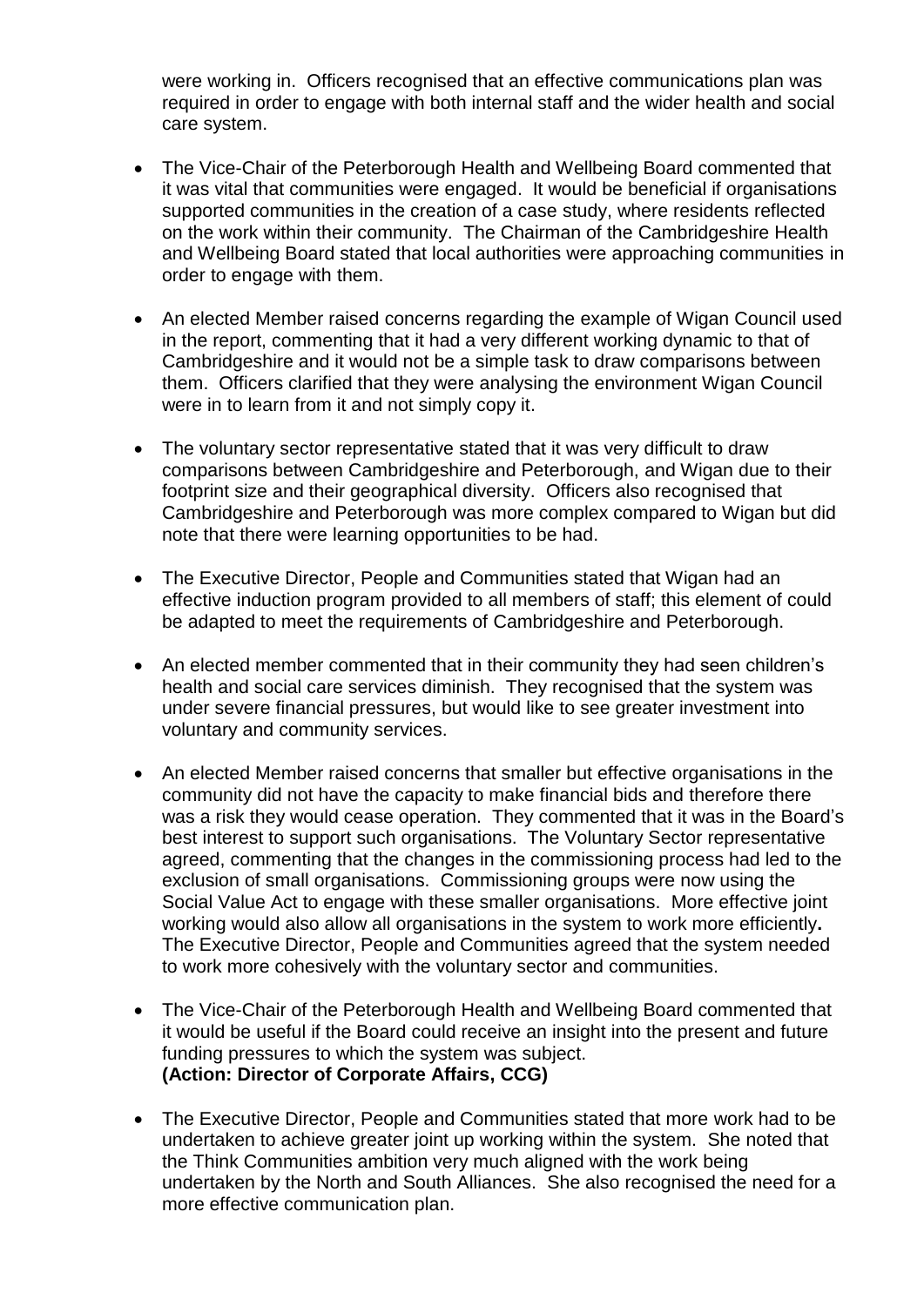were working in. Officers recognised that an effective communications plan was required in order to engage with both internal staff and the wider health and social care system.

- The Vice-Chair of the Peterborough Health and Wellbeing Board commented that it was vital that communities were engaged. It would be beneficial if organisations supported communities in the creation of a case study, where residents reflected on the work within their community. The Chairman of the Cambridgeshire Health and Wellbeing Board stated that local authorities were approaching communities in order to engage with them.

- An elected Member raised concerns regarding the example of Wigan Council used in the report, commenting that it had a very different working dynamic to that of Cambridgeshire and it would not be a simple task to draw comparisons between them. Officers clarified that they were analysing the environment Wigan Council were in to learn from it and not simply copy it.

- The voluntary sector representative stated that it was very difficult to draw comparisons between Cambridgeshire and Peterborough, and Wigan due to their footprint size and their geographical diversity. Officers also recognised that Cambridgeshire and Peterborough was more complex compared to Wigan but did note that there were learning opportunities to be had.

- The Executive Director, People and Communities stated that Wigan had an effective induction program provided to all members of staff; this element of could be adapted to meet the requirements of Cambridgeshire and Peterborough.

- An elected member commented that in their community they had seen children's health and social care services diminish. They recognised that the system was under severe financial pressures, but would like to see greater investment into voluntary and community services.

- An elected Member raised concerns that smaller but effective organisations in the community did not have the capacity to make financial bids and therefore there was a risk they would cease operation. They commented that it was in the Board's best interest to support such organisations. The Voluntary Sector representative agreed, commenting that the changes in the commissioning process had led to the exclusion of small organisations. Commissioning groups were now using the Social Value Act to engage with these smaller organisations. More effective joint working would also allow all organisations in the system to work more efficiently**.** The Executive Director, People and Communities agreed that the system needed to work more cohesively with the voluntary sector and communities.

- The Vice-Chair of the Peterborough Health and Wellbeing Board commented that it would be useful if the Board could receive an insight into the present and future funding pressures to which the system was subject.
**(Action: Director of Corporate Affairs, CCG)**

- The Executive Director, People and Communities stated that more work had to be undertaken to achieve greater joint up working within the system. She noted that the Think Communities ambition very much aligned with the work being undertaken by the North and South Alliances. She also recognised the need for a more effective communication plan.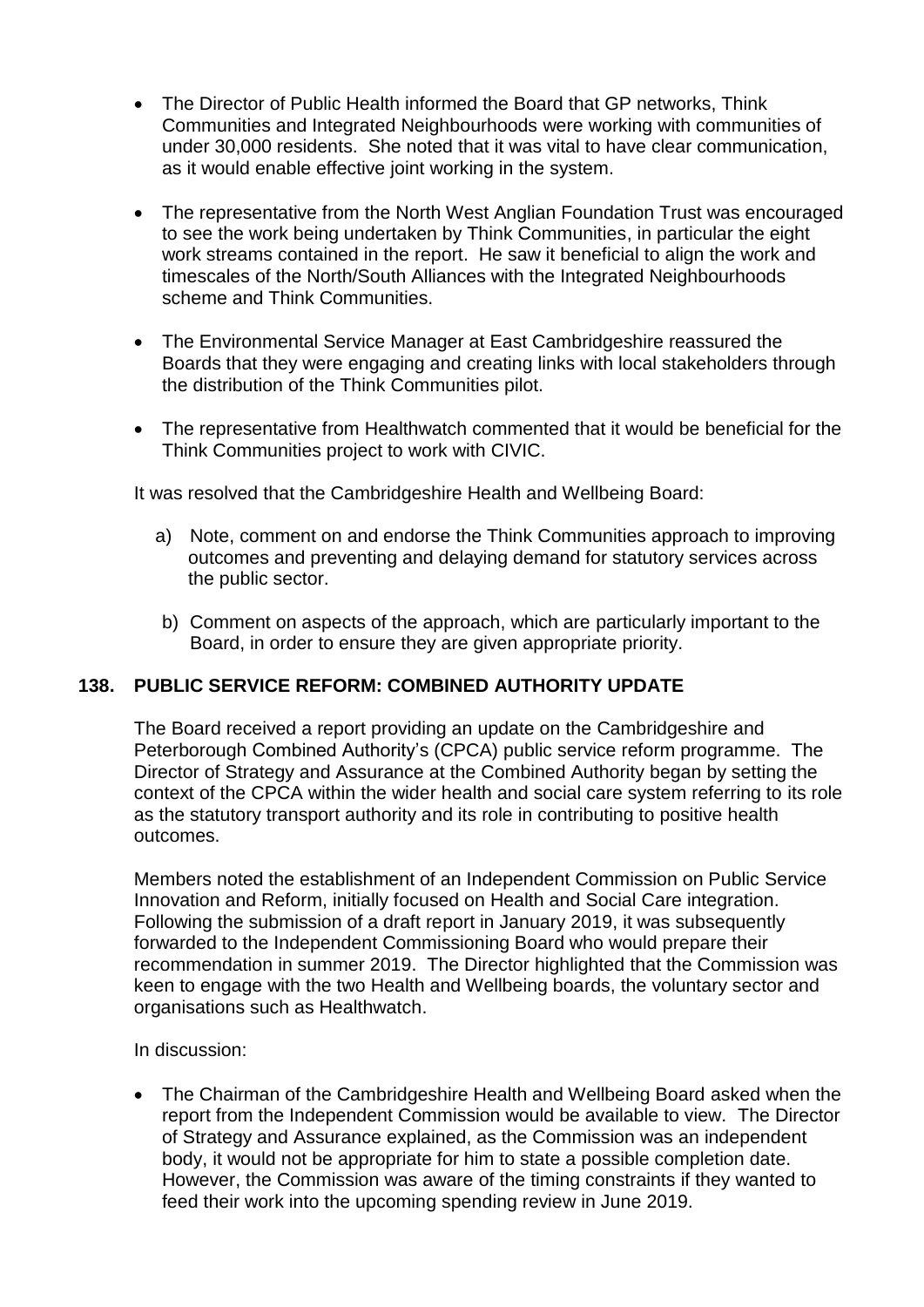- The Director of Public Health informed the Board that GP networks, Think Communities and Integrated Neighbourhoods were working with communities of under 30,000 residents. She noted that it was vital to have clear communication, as it would enable effective joint working in the system.

- The representative from the North West Anglian Foundation Trust was encouraged to see the work being undertaken by Think Communities, in particular the eight work streams contained in the report. He saw it beneficial to align the work and timescales of the North/South Alliances with the Integrated Neighbourhoods scheme and Think Communities.

- The Environmental Service Manager at East Cambridgeshire reassured the Boards that they were engaging and creating links with local stakeholders through the distribution of the Think Communities pilot.

- The representative from Healthwatch commented that it would be beneficial for the Think Communities project to work with CIVIC.

It was resolved that the Cambridgeshire Health and Wellbeing Board:

a) Note, comment on and endorse the Think Communities approach to improving outcomes and preventing and delaying demand for statutory services across the public sector.

b) Comment on aspects of the approach, which are particularly important to the Board, in order to ensure they are given appropriate priority.

## 138. PUBLIC SERVICE REFORM: COMBINED AUTHORITY UPDATE

The Board received a report providing an update on the Cambridgeshire and Peterborough Combined Authority's (CPCA) public service reform programme. The Director of Strategy and Assurance at the Combined Authority began by setting the context of the CPCA within the wider health and social care system referring to its role as the statutory transport authority and its role in contributing to positive health outcomes.

Members noted the establishment of an Independent Commission on Public Service Innovation and Reform, initially focused on Health and Social Care integration. Following the submission of a draft report in January 2019, it was subsequently forwarded to the Independent Commissioning Board who would prepare their recommendation in summer 2019. The Director highlighted that the Commission was keen to engage with the two Health and Wellbeing boards, the voluntary sector and organisations such as Healthwatch.

In discussion:

- The Chairman of the Cambridgeshire Health and Wellbeing Board asked when the report from the Independent Commission would be available to view. The Director of Strategy and Assurance explained, as the Commission was an independent body, it would not be appropriate for him to state a possible completion date. However, the Commission was aware of the timing constraints if they wanted to feed their work into the upcoming spending review in June 2019.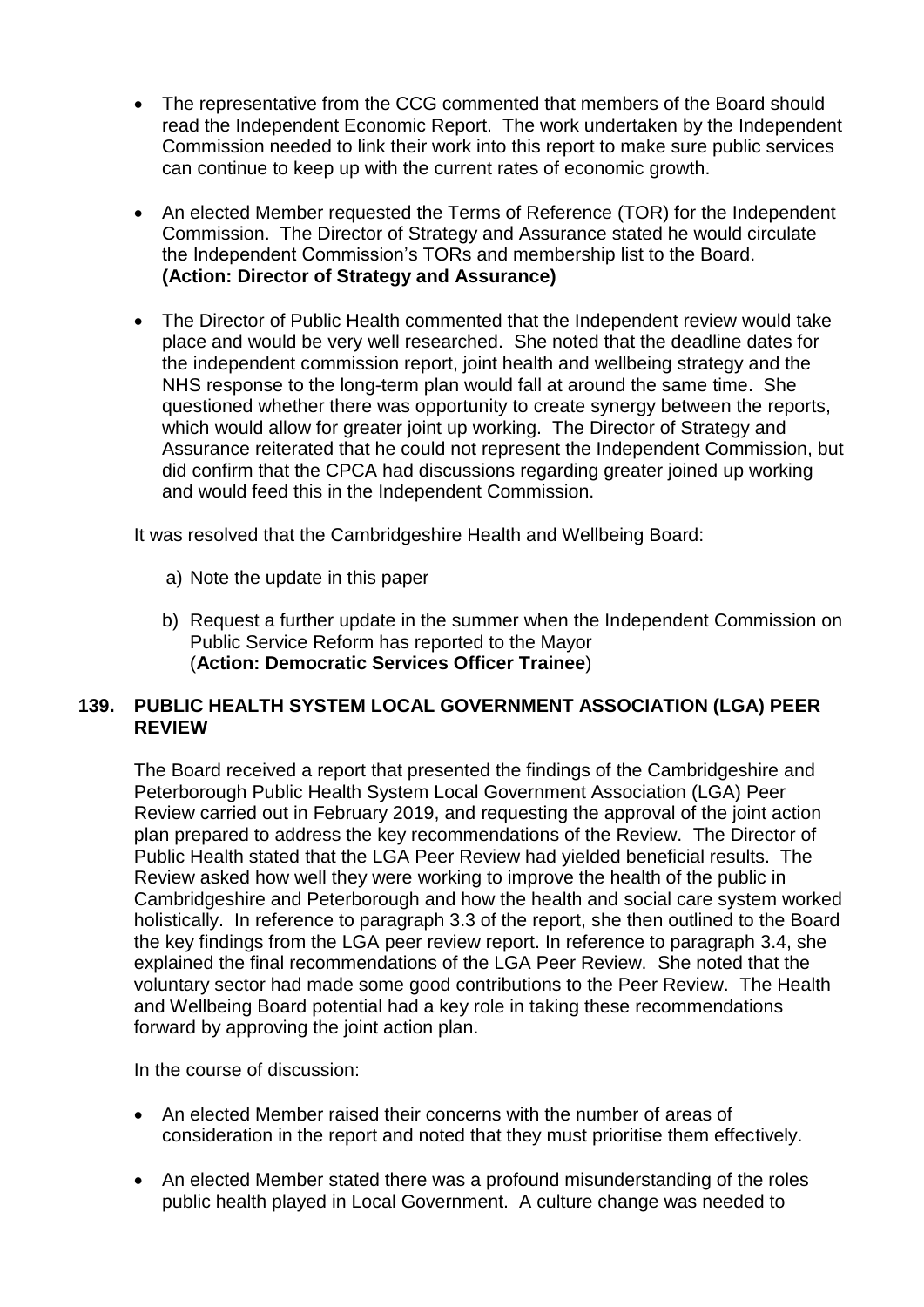- The representative from the CCG commented that members of the Board should read the Independent Economic Report. The work undertaken by the Independent Commission needed to link their work into this report to make sure public services can continue to keep up with the current rates of economic growth.

- An elected Member requested the Terms of Reference (TOR) for the Independent Commission. The Director of Strategy and Assurance stated he would circulate the Independent Commission's TORs and membership list to the Board. **(Action: Director of Strategy and Assurance)**

- The Director of Public Health commented that the Independent review would take place and would be very well researched. She noted that the deadline dates for the independent commission report, joint health and wellbeing strategy and the NHS response to the long-term plan would fall at around the same time. She questioned whether there was opportunity to create synergy between the reports, which would allow for greater joint up working. The Director of Strategy and Assurance reiterated that he could not represent the Independent Commission, but did confirm that the CPCA had discussions regarding greater joined up working and would feed this in the Independent Commission.

It was resolved that the Cambridgeshire Health and Wellbeing Board:

a) Note the update in this paper

b) Request a further update in the summer when the Independent Commission on Public Service Reform has reported to the Mayor (**Action: Democratic Services Officer Trainee**)

## 139. PUBLIC HEALTH SYSTEM LOCAL GOVERNMENT ASSOCIATION (LGA) PEER REVIEW

The Board received a report that presented the findings of the Cambridgeshire and Peterborough Public Health System Local Government Association (LGA) Peer Review carried out in February 2019, and requesting the approval of the joint action plan prepared to address the key recommendations of the Review. The Director of Public Health stated that the LGA Peer Review had yielded beneficial results. The Review asked how well they were working to improve the health of the public in Cambridgeshire and Peterborough and how the health and social care system worked holistically. In reference to paragraph 3.3 of the report, she then outlined to the Board the key findings from the LGA peer review report. In reference to paragraph 3.4, she explained the final recommendations of the LGA Peer Review. She noted that the voluntary sector had made some good contributions to the Peer Review. The Health and Wellbeing Board potential had a key role in taking these recommendations forward by approving the joint action plan.

In the course of discussion:

- An elected Member raised their concerns with the number of areas of consideration in the report and noted that they must prioritise them effectively.

- An elected Member stated there was a profound misunderstanding of the roles public health played in Local Government. A culture change was needed to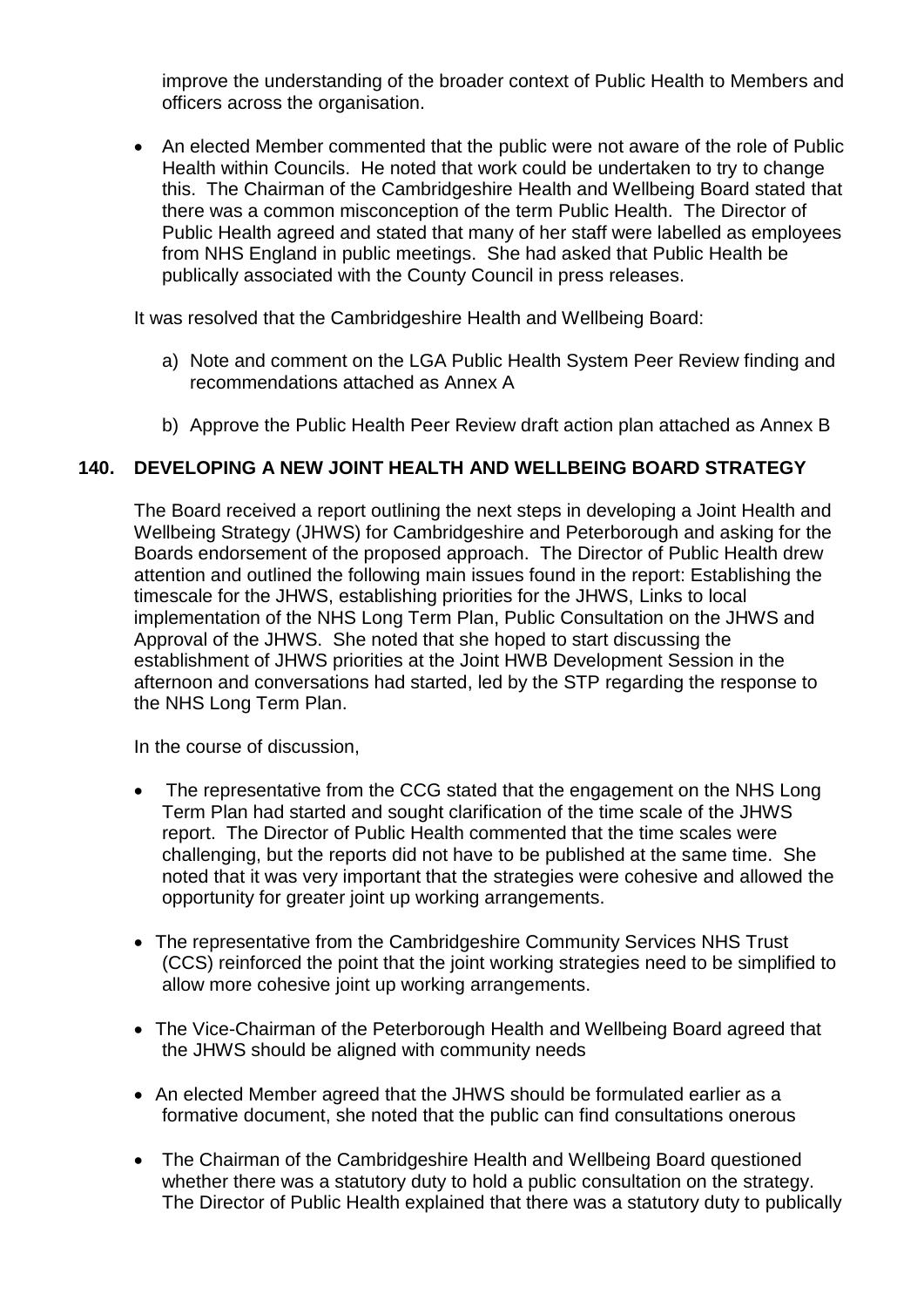improve the understanding of the broader context of Public Health to Members and officers across the organisation.

- An elected Member commented that the public were not aware of the role of Public Health within Councils. He noted that work could be undertaken to try to change this. The Chairman of the Cambridgeshire Health and Wellbeing Board stated that there was a common misconception of the term Public Health. The Director of Public Health agreed and stated that many of her staff were labelled as employees from NHS England in public meetings. She had asked that Public Health be publically associated with the County Council in press releases.

It was resolved that the Cambridgeshire Health and Wellbeing Board:

a) Note and comment on the LGA Public Health System Peer Review finding and recommendations attached as Annex A

b) Approve the Public Health Peer Review draft action plan attached as Annex B

## 140. DEVELOPING A NEW JOINT HEALTH AND WELLBEING BOARD STRATEGY

The Board received a report outlining the next steps in developing a Joint Health and Wellbeing Strategy (JHWS) for Cambridgeshire and Peterborough and asking for the Boards endorsement of the proposed approach. The Director of Public Health drew attention and outlined the following main issues found in the report: Establishing the timescale for the JHWS, establishing priorities for the JHWS, Links to local implementation of the NHS Long Term Plan, Public Consultation on the JHWS and Approval of the JHWS. She noted that she hoped to start discussing the establishment of JHWS priorities at the Joint HWB Development Session in the afternoon and conversations had started, led by the STP regarding the response to the NHS Long Term Plan.

In the course of discussion,

- The representative from the CCG stated that the engagement on the NHS Long Term Plan had started and sought clarification of the time scale of the JHWS report. The Director of Public Health commented that the time scales were challenging, but the reports did not have to be published at the same time. She noted that it was very important that the strategies were cohesive and allowed the opportunity for greater joint up working arrangements.

- The representative from the Cambridgeshire Community Services NHS Trust (CCS) reinforced the point that the joint working strategies need to be simplified to allow more cohesive joint up working arrangements.

- The Vice-Chairman of the Peterborough Health and Wellbeing Board agreed that the JHWS should be aligned with community needs

- An elected Member agreed that the JHWS should be formulated earlier as a formative document, she noted that the public can find consultations onerous

- The Chairman of the Cambridgeshire Health and Wellbeing Board questioned whether there was a statutory duty to hold a public consultation on the strategy. The Director of Public Health explained that there was a statutory duty to publically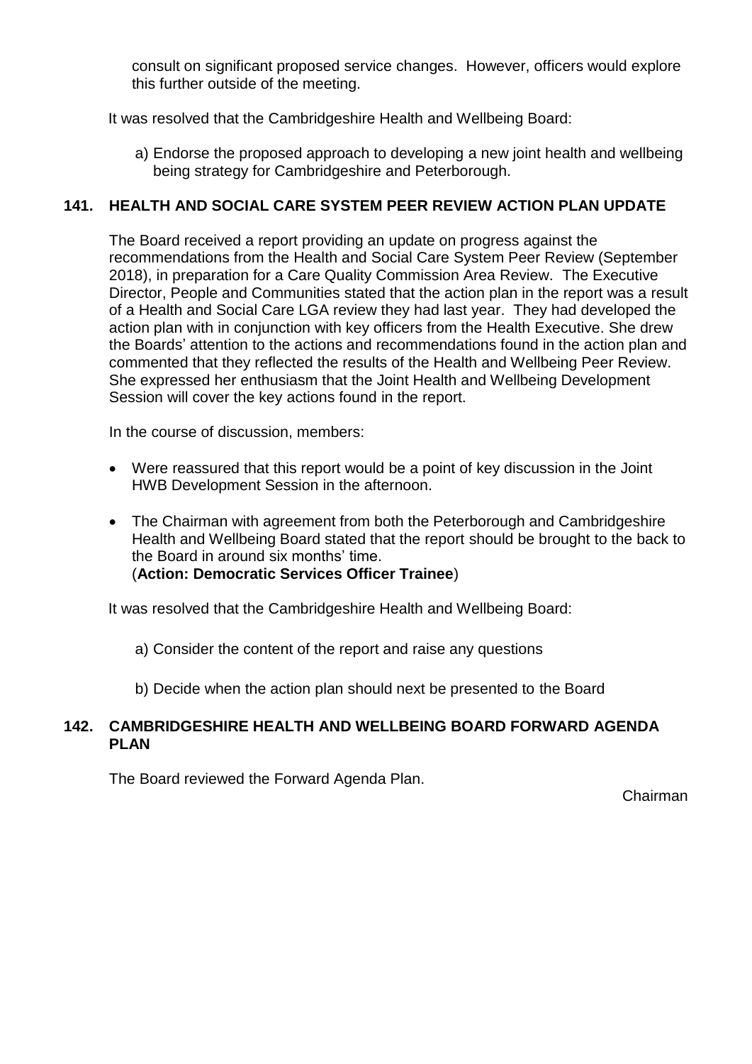consult on significant proposed service changes. However, officers would explore this further outside of the meeting.

It was resolved that the Cambridgeshire Health and Wellbeing Board:

a) Endorse the proposed approach to developing a new joint health and wellbeing being strategy for Cambridgeshire and Peterborough.

## 141. HEALTH AND SOCIAL CARE SYSTEM PEER REVIEW ACTION PLAN UPDATE

The Board received a report providing an update on progress against the recommendations from the Health and Social Care System Peer Review (September 2018), in preparation for a Care Quality Commission Area Review. The Executive Director, People and Communities stated that the action plan in the report was a result of a Health and Social Care LGA review they had last year. They had developed the action plan with in conjunction with key officers from the Health Executive. She drew the Boards' attention to the actions and recommendations found in the action plan and commented that they reflected the results of the Health and Wellbeing Peer Review. She expressed her enthusiasm that the Joint Health and Wellbeing Development Session will cover the key actions found in the report.

In the course of discussion, members:

- Were reassured that this report would be a point of key discussion in the Joint HWB Development Session in the afternoon.
- The Chairman with agreement from both the Peterborough and Cambridgeshire Health and Wellbeing Board stated that the report should be brought to the back to the Board in around six months' time.
  (**Action: Democratic Services Officer Trainee**)

It was resolved that the Cambridgeshire Health and Wellbeing Board:

a) Consider the content of the report and raise any questions

b) Decide when the action plan should next be presented to the Board

## 142. CAMBRIDGESHIRE HEALTH AND WELLBEING BOARD FORWARD AGENDA PLAN

The Board reviewed the Forward Agenda Plan.

Chairman